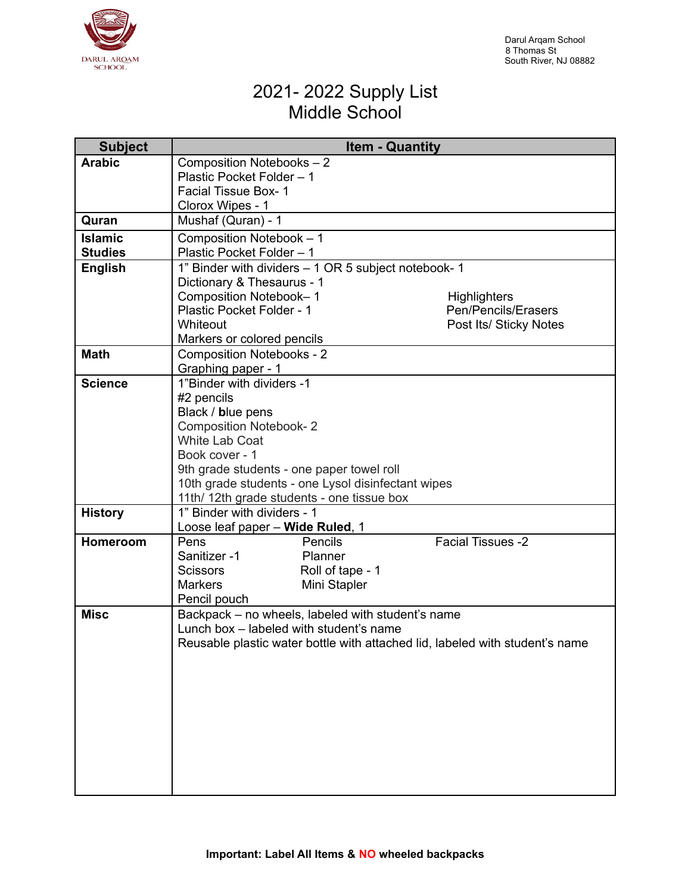DARUL ARQAM SCHOOL

Darul Arqam School
8 Thomas St
South River, NJ 08882

# 2021- 2022 Supply List
# Middle School

| Subject | Item - Quantity |
|---|---|
| **Arabic** | Composition Notebooks – 2<br>Plastic Pocket Folder – 1<br>Facial Tissue Box- 1<br>Clorox Wipes - 1 |
| **Quran** | Mushaf (Quran) - 1 |
| **Islamic Studies** | Composition Notebook – 1<br>Plastic Pocket Folder – 1 |
| **English** | 1" Binder with dividers – 1 OR 5 subject notebook- 1<br>Dictionary & Thesaurus - 1<br>Composition Notebook– 1<br>Plastic Pocket Folder - 1<br>Whiteout<br>Markers or colored pencils<br>Highlighters<br>Pen/Pencils/Erasers<br>Post Its/ Sticky Notes |
| **Math** | Composition Notebooks - 2<br>Graphing paper - 1 |
| **Science** | 1"Binder with dividers -1<br>#2 pencils<br>Black / **bl**ue pens<br>Composition Notebook- 2<br>White Lab Coat<br>Book cover - 1<br>9th grade students - one paper towel roll<br>10th grade students - one Lysol disinfectant wipes<br>11th/ 12th grade students - one tissue box |
| **History** | 1" Binder with dividers - 1<br>Loose leaf paper – **Wide Ruled**, 1 |
| **Homeroom** | Pens<br>Sanitizer -1<br>Scissors<br>Markers<br>Pencil pouch<br>Pencils<br>Planner<br>Roll of tape - 1<br>Mini Stapler<br>Facial Tissues -2 |
| **Misc** | Backpack – no wheels, labeled with student's name<br>Lunch box – labeled with student's name<br>Reusable plastic water bottle with attached lid, labeled with student's name |

**Important: Label All Items & NO wheeled backpacks**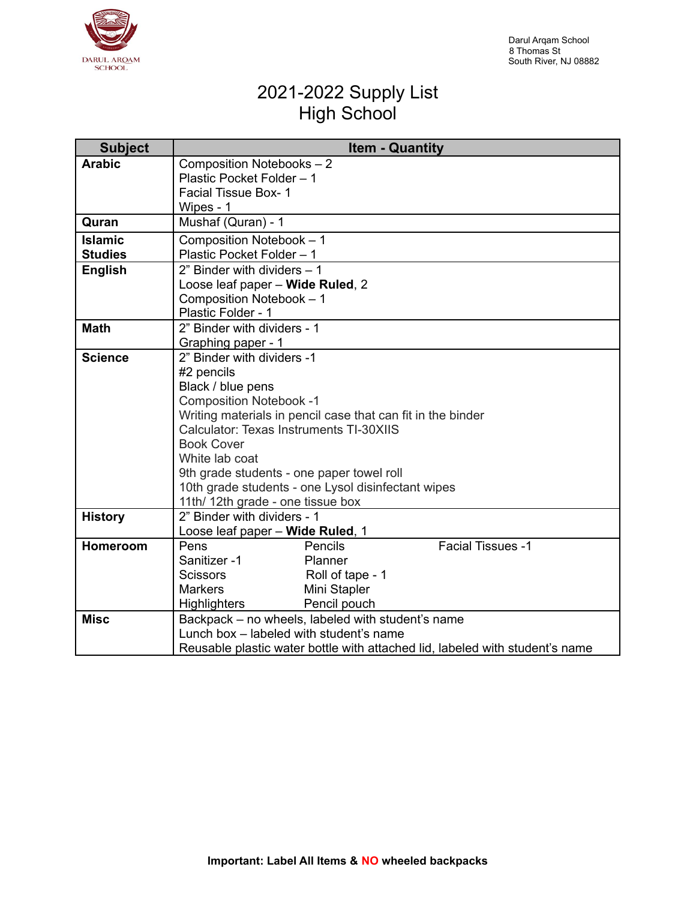DARUL ARQAM SCHOOL

Darul Arqam School
8 Thomas St
South River, NJ 08882

# 2021-2022 Supply List
# High School

| Subject | Item - Quantity |
|---|---|
| **Arabic** | Composition Notebooks – 2<br>Plastic Pocket Folder – 1<br>Facial Tissue Box- 1<br>Wipes - 1 |
| **Quran** | Mushaf (Quran) - 1 |
| **Islamic Studies** | Composition Notebook – 1<br>Plastic Pocket Folder – 1 |
| **English** | 2" Binder with dividers – 1<br>Loose leaf paper – **Wide Ruled**, 2<br>Composition Notebook – 1<br>Plastic Folder - 1 |
| **Math** | 2" Binder with dividers - 1<br>Graphing paper - 1 |
| **Science** | 2" Binder with dividers -1<br>#2 pencils<br>Black / blue pens<br>Composition Notebook -1<br>Writing materials in pencil case that can fit in the binder<br>Calculator: Texas Instruments TI-30XIIS<br>Book Cover<br>White lab coat<br>9th grade students - one paper towel roll<br>10th grade students - one Lysol disinfectant wipes<br>11th/ 12th grade - one tissue box |
| **History** | 2" Binder with dividers - 1<br>Loose leaf paper – **Wide Ruled**, 1 |
| **Homeroom** | Pens, Pencils, Facial Tissues -1<br>Sanitizer -1, Planner<br>Scissors, Roll of tape - 1<br>Markers, Mini Stapler<br>Highlighters, Pencil pouch |
| **Misc** | Backpack – no wheels, labeled with student's name<br>Lunch box – labeled with student's name<br>Reusable plastic water bottle with attached lid, labeled with student's name |

**Important: Label All Items & NO wheeled backpacks**